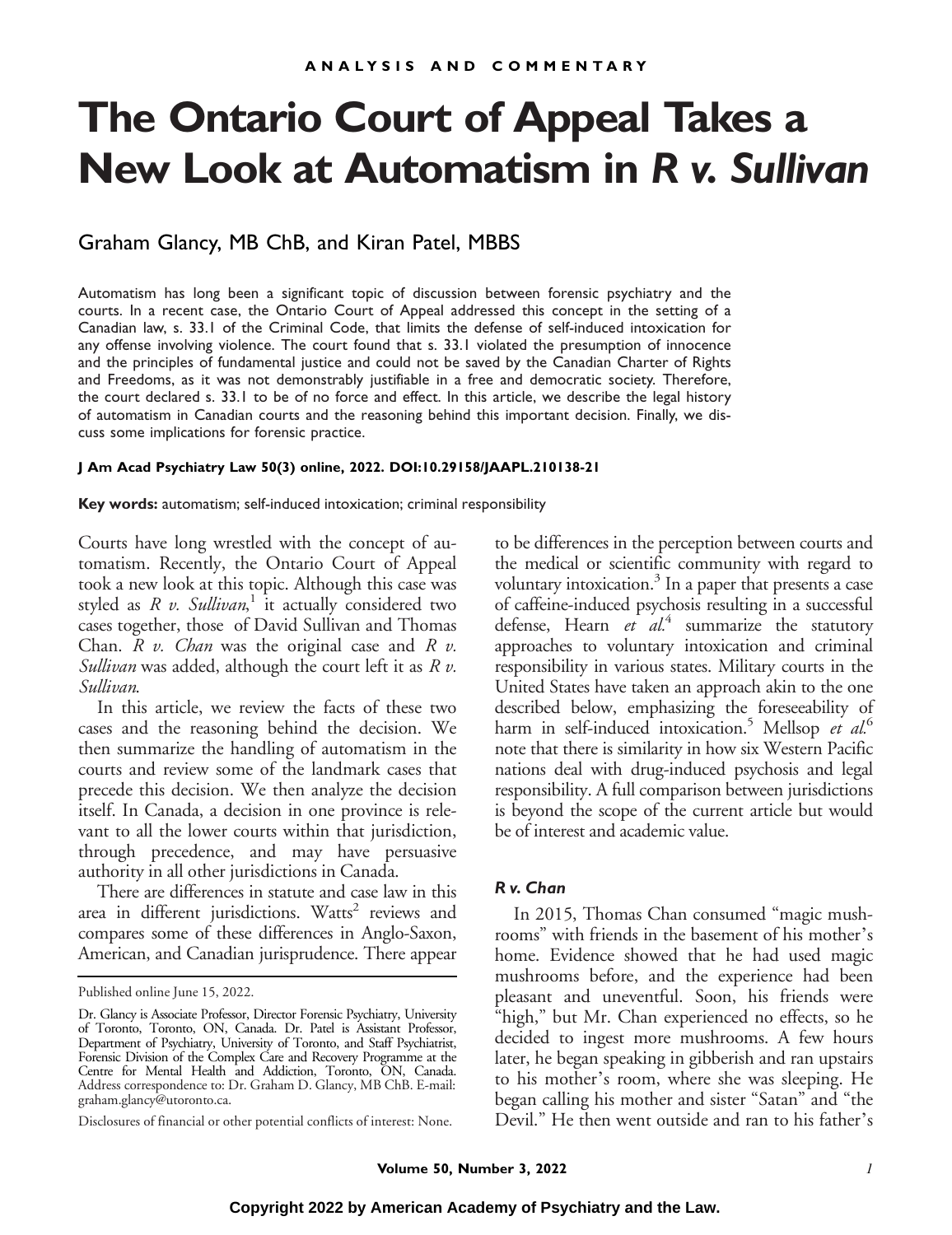ANALYSIS AND COMMENTARY

# The Ontario Court of Appeal Takes a New Look at Automatism in *R v. Sullivan*

Graham Glancy, MB ChB, and Kiran Patel, MBBS

Automatism has long been a significant topic of discussion between forensic psychiatry and the courts. In a recent case, the Ontario Court of Appeal addressed this concept in the setting of a Canadian law, s. 33.1 of the Criminal Code, that limits the defense of self-induced intoxication for any offense involving violence. The court found that s. 33.1 violated the presumption of innocence and the principles of fundamental justice and could not be saved by the Canadian Charter of Rights and Freedoms, as it was not demonstrably justifiable in a free and democratic society. Therefore, the court declared s. 33.1 to be of no force and effect. In this article, we describe the legal history of automatism in Canadian courts and the reasoning behind this important decision. Finally, we discuss some implications for forensic practice.

**J Am Acad Psychiatry Law 50(3) online, 2022. DOI:10.29158/JAAPL.210138-21**

**Key words:** automatism; self-induced intoxication; criminal responsibility

Courts have long wrestled with the concept of automatism. Recently, the Ontario Court of Appeal took a new look at this topic. Although this case was styled as *R v. Sullivan*,[1] it actually considered two cases together, those of David Sullivan and Thomas Chan. *R v. Chan* was the original case and *R v. Sullivan* was added, although the court left it as *R v. Sullivan*.

In this article, we review the facts of these two cases and the reasoning behind the decision. We then summarize the handling of automatism in the courts and review some of the landmark cases that precede this decision. We then analyze the decision itself. In Canada, a decision in one province is relevant to all the lower courts within that jurisdiction, through precedence, and may have persuasive authority in all other jurisdictions in Canada.

There are differences in statute and case law in this area in different jurisdictions. Watts[2] reviews and compares some of these differences in Anglo-Saxon, American, and Canadian jurisprudence. There appear to be differences in the perception between courts and the medical or scientific community with regard to voluntary intoxication.[3] In a paper that presents a case of caffeine-induced psychosis resulting in a successful defense, Hearn *et al.*[4] summarize the statutory approaches to voluntary intoxication and criminal responsibility in various states. Military courts in the United States have taken an approach akin to the one described below, emphasizing the foreseeability of harm in self-induced intoxication.[5] Mellsop *et al.*[6] note that there is similarity in how six Western Pacific nations deal with drug-induced psychosis and legal responsibility. A full comparison between jurisdictions is beyond the scope of the current article but would be of interest and academic value.

### *R v. Chan*

In 2015, Thomas Chan consumed "magic mushrooms" with friends in the basement of his mother's home. Evidence showed that he had used magic mushrooms before, and the experience had been pleasant and uneventful. Soon, his friends were "high," but Mr. Chan experienced no effects, so he decided to ingest more mushrooms. A few hours later, he began speaking in gibberish and ran upstairs to his mother's room, where she was sleeping. He began calling his mother and sister "Satan" and "the Devil." He then went outside and ran to his father's

---

Published online June 15, 2022.

Dr. Glancy is Associate Professor, Director Forensic Psychiatry, University of Toronto, Toronto, ON, Canada. Dr. Patel is Assistant Professor, Department of Psychiatry, University of Toronto, and Staff Psychiatrist, Forensic Division of the Complex Care and Recovery Programme at the Centre for Mental Health and Addiction, Toronto, ON, Canada. Address correspondence to: Dr. Graham D. Glancy, MB ChB. E-mail: graham.glancy@utoronto.ca.

Disclosures of financial or other potential conflicts of interest: None.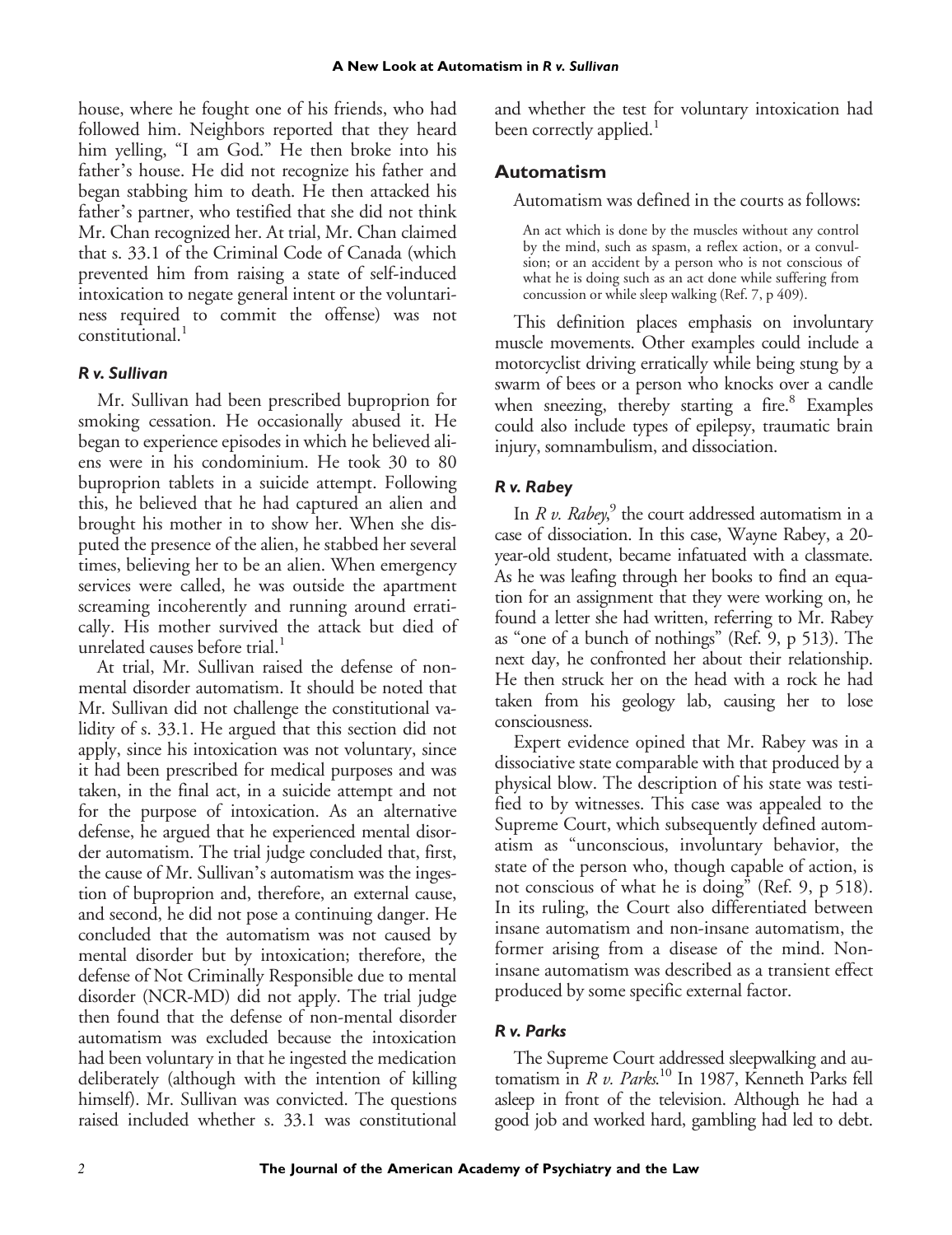house, where he fought one of his friends, who had followed him. Neighbors reported that they heard him yelling, "I am God." He then broke into his father's house. He did not recognize his father and began stabbing him to death. He then attacked his father's partner, who testified that she did not think Mr. Chan recognized her. At trial, Mr. Chan claimed that s. 33.1 of the Criminal Code of Canada (which prevented him from raising a state of self-induced intoxication to negate general intent or the voluntariness required to commit the offense) was not constitutional.[1]

### *R v. Sullivan*

Mr. Sullivan had been prescribed buproprion for smoking cessation. He occasionally abused it. He began to experience episodes in which he believed aliens were in his condominium. He took 30 to 80 buproprion tablets in a suicide attempt. Following this, he believed that he had captured an alien and brought his mother in to show her. When she disputed the presence of the alien, he stabbed her several times, believing her to be an alien. When emergency services were called, he was outside the apartment screaming incoherently and running around erratically. His mother survived the attack but died of unrelated causes before trial.[1]

At trial, Mr. Sullivan raised the defense of non-mental disorder automatism. It should be noted that Mr. Sullivan did not challenge the constitutional validity of s. 33.1. He argued that this section did not apply, since his intoxication was not voluntary, since it had been prescribed for medical purposes and was taken, in the final act, in a suicide attempt and not for the purpose of intoxication. As an alternative defense, he argued that he experienced mental disorder automatism. The trial judge concluded that, first, the cause of Mr. Sullivan's automatism was the ingestion of buproprion and, therefore, an external cause, and second, he did not pose a continuing danger. He concluded that the automatism was not caused by mental disorder but by intoxication; therefore, the defense of Not Criminally Responsible due to mental disorder (NCR-MD) did not apply. The trial judge then found that the defense of non-mental disorder automatism was excluded because the intoxication had been voluntary in that he ingested the medication deliberately (although with the intention of killing himself). Mr. Sullivan was convicted. The questions raised included whether s. 33.1 was constitutional and whether the test for voluntary intoxication had been correctly applied.[1]

## Automatism

Automatism was defined in the courts as follows:

> An act which is done by the muscles without any control by the mind, such as spasm, a reflex action, or a convulsion; or an accident by a person who is not conscious of what he is doing such as an act done while suffering from concussion or while sleep walking (Ref. 7, p 409).

This definition places emphasis on involuntary muscle movements. Other examples could include a motorcyclist driving erratically while being stung by a swarm of bees or a person who knocks over a candle when sneezing, thereby starting a fire.[8] Examples could also include types of epilepsy, traumatic brain injury, somnambulism, and dissociation.

### *R v. Rabey*

In *R v. Rabey*,[9] the court addressed automatism in a case of dissociation. In this case, Wayne Rabey, a 20-year-old student, became infatuated with a classmate. As he was leafing through her books to find an equation for an assignment that they were working on, he found a letter she had written, referring to Mr. Rabey as "one of a bunch of nothings" (Ref. 9, p 513). The next day, he confronted her about their relationship. He then struck her on the head with a rock he had taken from his geology lab, causing her to lose consciousness.

Expert evidence opined that Mr. Rabey was in a dissociative state comparable with that produced by a physical blow. The description of his state was testified to by witnesses. This case was appealed to the Supreme Court, which subsequently defined automatism as "unconscious, involuntary behavior, the state of the person who, though capable of action, is not conscious of what he is doing" (Ref. 9, p 518). In its ruling, the Court also differentiated between insane automatism and non-insane automatism, the former arising from a disease of the mind. Non-insane automatism was described as a transient effect produced by some specific external factor.

### *R v. Parks*

The Supreme Court addressed sleepwalking and automatism in *R v. Parks*.[10] In 1987, Kenneth Parks fell asleep in front of the television. Although he had a good job and worked hard, gambling had led to debt.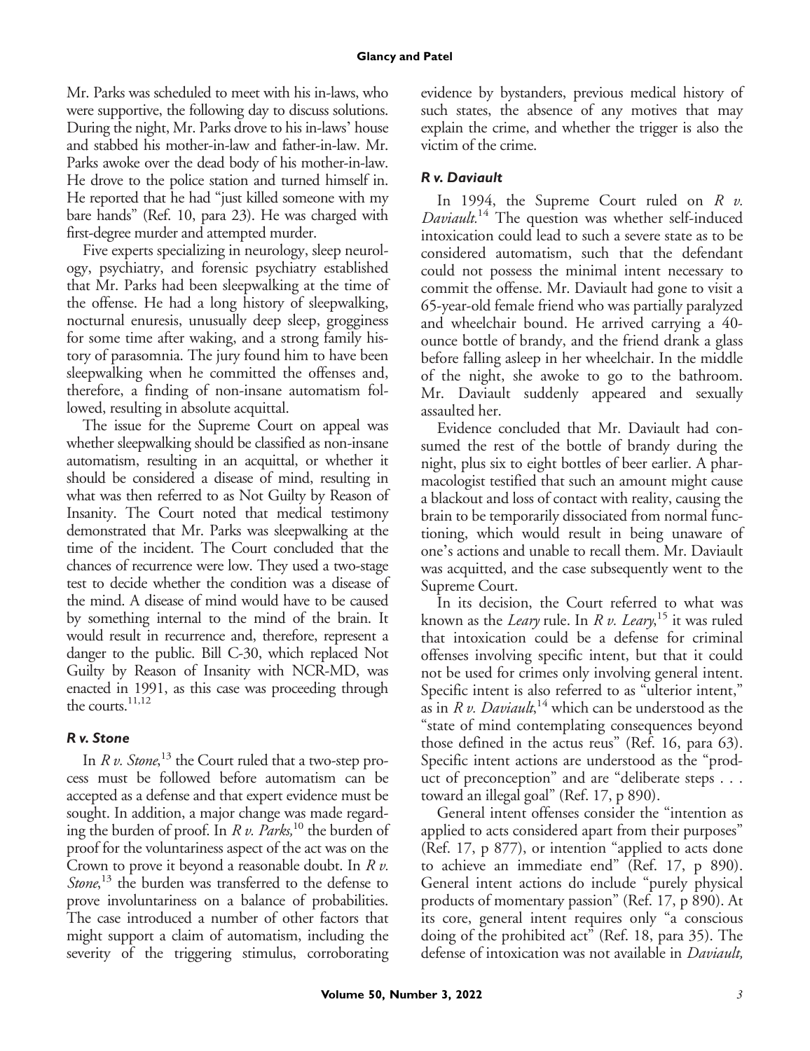Mr. Parks was scheduled to meet with his in-laws, who were supportive, the following day to discuss solutions. During the night, Mr. Parks drove to his in-laws' house and stabbed his mother-in-law and father-in-law. Mr. Parks awoke over the dead body of his mother-in-law. He drove to the police station and turned himself in. He reported that he had "just killed someone with my bare hands" (Ref. 10, para 23). He was charged with first-degree murder and attempted murder.

Five experts specializing in neurology, sleep neurology, psychiatry, and forensic psychiatry established that Mr. Parks had been sleepwalking at the time of the offense. He had a long history of sleepwalking, nocturnal enuresis, unusually deep sleep, grogginess for some time after waking, and a strong family history of parasomnia. The jury found him to have been sleepwalking when he committed the offenses and, therefore, a finding of non-insane automatism followed, resulting in absolute acquittal.

The issue for the Supreme Court on appeal was whether sleepwalking should be classified as non-insane automatism, resulting in an acquittal, or whether it should be considered a disease of mind, resulting in what was then referred to as Not Guilty by Reason of Insanity. The Court noted that medical testimony demonstrated that Mr. Parks was sleepwalking at the time of the incident. The Court concluded that the chances of recurrence were low. They used a two-stage test to decide whether the condition was a disease of the mind. A disease of mind would have to be caused by something internal to the mind of the brain. It would result in recurrence and, therefore, represent a danger to the public. Bill C-30, which replaced Not Guilty by Reason of Insanity with NCR-MD, was enacted in 1991, as this case was proceeding through the courts.[11,12]

### *R v. Stone*

In *R v. Stone*,[13] the Court ruled that a two-step process must be followed before automatism can be accepted as a defense and that expert evidence must be sought. In addition, a major change was made regarding the burden of proof. In *R v. Parks,*[10] the burden of proof for the voluntariness aspect of the act was on the Crown to prove it beyond a reasonable doubt. In *R v. Stone*,[13] the burden was transferred to the defense to prove involuntariness on a balance of probabilities. The case introduced a number of other factors that might support a claim of automatism, including the severity of the triggering stimulus, corroborating evidence by bystanders, previous medical history of such states, the absence of any motives that may explain the crime, and whether the trigger is also the victim of the crime.

### *R v. Daviault*

In 1994, the Supreme Court ruled on *R v. Daviault.*[14] The question was whether self-induced intoxication could lead to such a severe state as to be considered automatism, such that the defendant could not possess the minimal intent necessary to commit the offense. Mr. Daviault had gone to visit a 65-year-old female friend who was partially paralyzed and wheelchair bound. He arrived carrying a 40-ounce bottle of brandy, and the friend drank a glass before falling asleep in her wheelchair. In the middle of the night, she awoke to go to the bathroom. Mr. Daviault suddenly appeared and sexually assaulted her.

Evidence concluded that Mr. Daviault had consumed the rest of the bottle of brandy during the night, plus six to eight bottles of beer earlier. A pharmacologist testified that such an amount might cause a blackout and loss of contact with reality, causing the brain to be temporarily dissociated from normal functioning, which would result in being unaware of one's actions and unable to recall them. Mr. Daviault was acquitted, and the case subsequently went to the Supreme Court.

In its decision, the Court referred to what was known as the *Leary* rule. In *R v. Leary*,[15] it was ruled that intoxication could be a defense for criminal offenses involving specific intent, but that it could not be used for crimes only involving general intent. Specific intent is also referred to as "ulterior intent," as in *R v. Daviault*,[14] which can be understood as the "state of mind contemplating consequences beyond those defined in the actus reus" (Ref. 16, para 63). Specific intent actions are understood as the "product of preconception" and are "deliberate steps . . . toward an illegal goal" (Ref. 17, p 890).

General intent offenses consider the "intention as applied to acts considered apart from their purposes" (Ref. 17, p 877), or intention "applied to acts done to achieve an immediate end" (Ref. 17, p 890). General intent actions do include "purely physical products of momentary passion" (Ref. 17, p 890). At its core, general intent requires only "a conscious doing of the prohibited act" (Ref. 18, para 35). The defense of intoxication was not available in *Daviault,*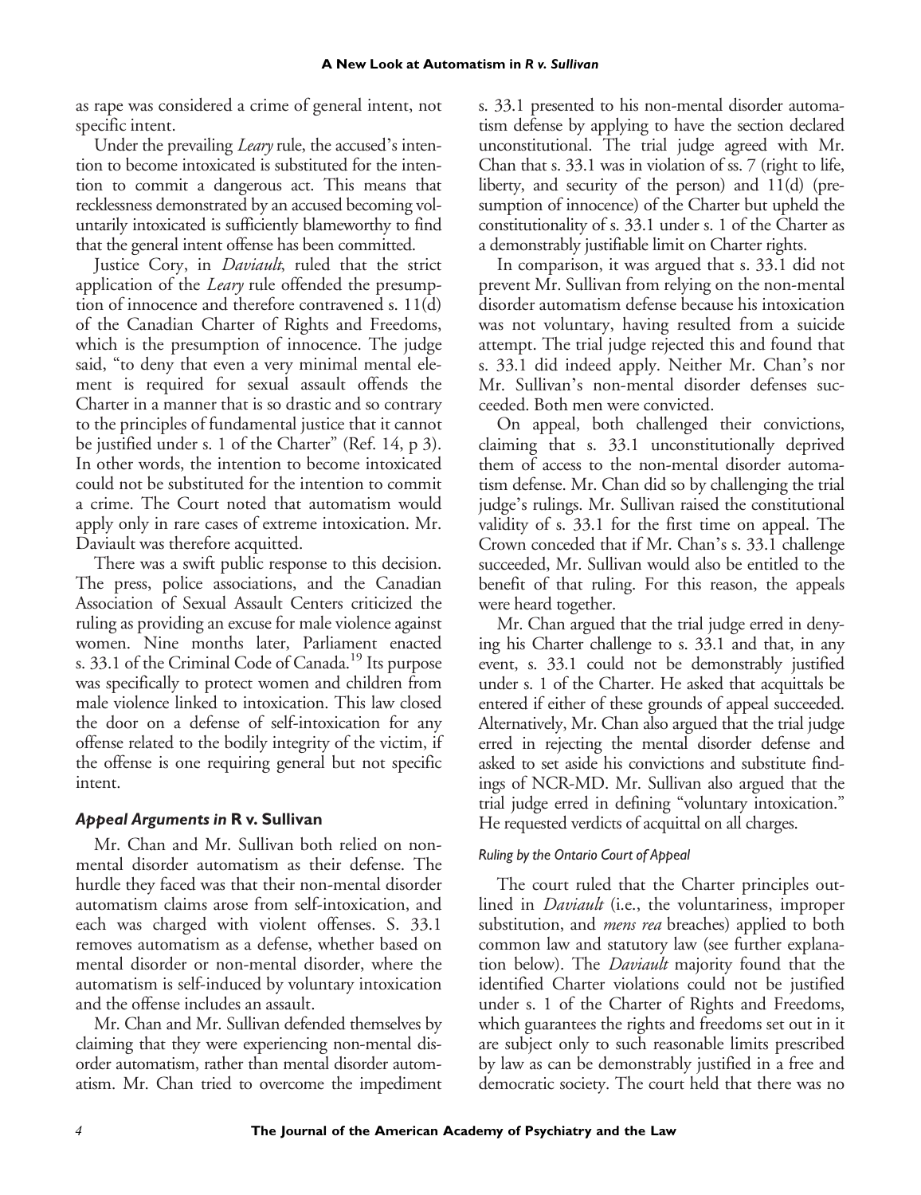as rape was considered a crime of general intent, not specific intent.

Under the prevailing *Leary* rule, the accused's intention to become intoxicated is substituted for the intention to commit a dangerous act. This means that recklessness demonstrated by an accused becoming voluntarily intoxicated is sufficiently blameworthy to find that the general intent offense has been committed.

Justice Cory, in *Daviault*, ruled that the strict application of the *Leary* rule offended the presumption of innocence and therefore contravened s. 11(d) of the Canadian Charter of Rights and Freedoms, which is the presumption of innocence. The judge said, "to deny that even a very minimal mental element is required for sexual assault offends the Charter in a manner that is so drastic and so contrary to the principles of fundamental justice that it cannot be justified under s. 1 of the Charter" (Ref. 14, p 3). In other words, the intention to become intoxicated could not be substituted for the intention to commit a crime. The Court noted that automatism would apply only in rare cases of extreme intoxication. Mr. Daviault was therefore acquitted.

There was a swift public response to this decision. The press, police associations, and the Canadian Association of Sexual Assault Centers criticized the ruling as providing an excuse for male violence against women. Nine months later, Parliament enacted s. 33.1 of the Criminal Code of Canada.[19] Its purpose was specifically to protect women and children from male violence linked to intoxication. This law closed the door on a defense of self-intoxication for any offense related to the bodily integrity of the victim, if the offense is one requiring general but not specific intent.

### *Appeal Arguments in* R v. Sullivan

Mr. Chan and Mr. Sullivan both relied on non-mental disorder automatism as their defense. The hurdle they faced was that their non-mental disorder automatism claims arose from self-intoxication, and each was charged with violent offenses. S. 33.1 removes automatism as a defense, whether based on mental disorder or non-mental disorder, where the automatism is self-induced by voluntary intoxication and the offense includes an assault.

Mr. Chan and Mr. Sullivan defended themselves by claiming that they were experiencing non-mental disorder automatism, rather than mental disorder automatism. Mr. Chan tried to overcome the impediment s. 33.1 presented to his non-mental disorder automatism defense by applying to have the section declared unconstitutional. The trial judge agreed with Mr. Chan that s. 33.1 was in violation of ss. 7 (right to life, liberty, and security of the person) and 11(d) (presumption of innocence) of the Charter but upheld the constitutionality of s. 33.1 under s. 1 of the Charter as a demonstrably justifiable limit on Charter rights.

In comparison, it was argued that s. 33.1 did not prevent Mr. Sullivan from relying on the non-mental disorder automatism defense because his intoxication was not voluntary, having resulted from a suicide attempt. The trial judge rejected this and found that s. 33.1 did indeed apply. Neither Mr. Chan's nor Mr. Sullivan's non-mental disorder defenses succeeded. Both men were convicted.

On appeal, both challenged their convictions, claiming that s. 33.1 unconstitutionally deprived them of access to the non-mental disorder automatism defense. Mr. Chan did so by challenging the trial judge's rulings. Mr. Sullivan raised the constitutional validity of s. 33.1 for the first time on appeal. The Crown conceded that if Mr. Chan's s. 33.1 challenge succeeded, Mr. Sullivan would also be entitled to the benefit of that ruling. For this reason, the appeals were heard together.

Mr. Chan argued that the trial judge erred in denying his Charter challenge to s. 33.1 and that, in any event, s. 33.1 could not be demonstrably justified under s. 1 of the Charter. He asked that acquittals be entered if either of these grounds of appeal succeeded. Alternatively, Mr. Chan also argued that the trial judge erred in rejecting the mental disorder defense and asked to set aside his convictions and substitute findings of NCR-MD. Mr. Sullivan also argued that the trial judge erred in defining "voluntary intoxication." He requested verdicts of acquittal on all charges.

#### *Ruling by the Ontario Court of Appeal*

The court ruled that the Charter principles outlined in *Daviault* (i.e., the voluntariness, improper substitution, and *mens rea* breaches) applied to both common law and statutory law (see further explanation below). The *Daviault* majority found that the identified Charter violations could not be justified under s. 1 of the Charter of Rights and Freedoms, which guarantees the rights and freedoms set out in it are subject only to such reasonable limits prescribed by law as can be demonstrably justified in a free and democratic society. The court held that there was no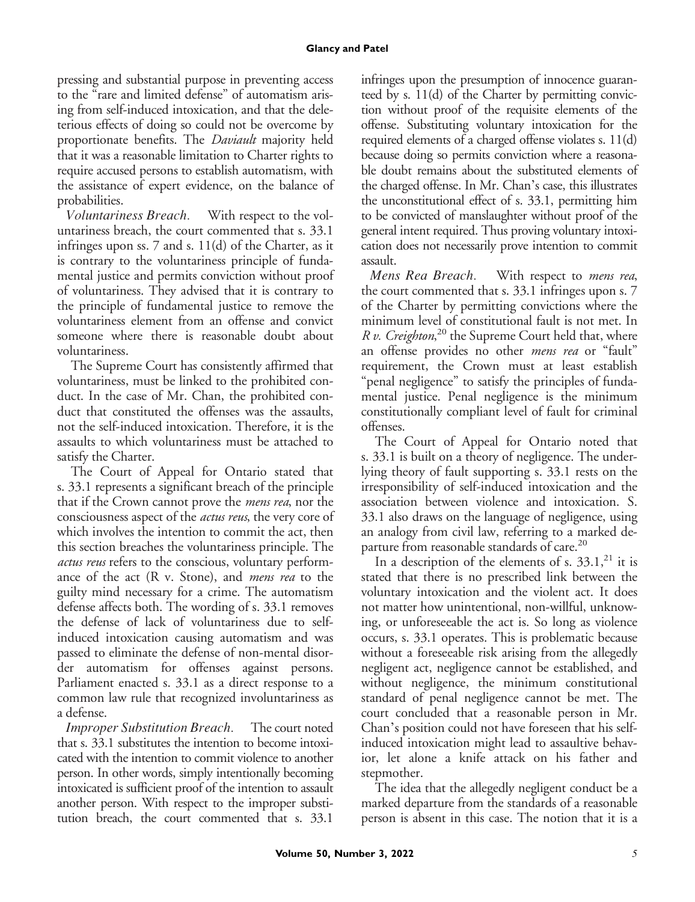pressing and substantial purpose in preventing access to the "rare and limited defense" of automatism arising from self-induced intoxication, and that the deleterious effects of doing so could not be overcome by proportionate benefits. The *Daviault* majority held that it was a reasonable limitation to Charter rights to require accused persons to establish automatism, with the assistance of expert evidence, on the balance of probabilities.

*Voluntariness Breach.* With respect to the voluntariness breach, the court commented that s. 33.1 infringes upon ss. 7 and s. 11(d) of the Charter, as it is contrary to the voluntariness principle of fundamental justice and permits conviction without proof of voluntariness. They advised that it is contrary to the principle of fundamental justice to remove the voluntariness element from an offense and convict someone where there is reasonable doubt about voluntariness.

The Supreme Court has consistently affirmed that voluntariness, must be linked to the prohibited conduct. In the case of Mr. Chan, the prohibited conduct that constituted the offenses was the assaults, not the self-induced intoxication. Therefore, it is the assaults to which voluntariness must be attached to satisfy the Charter.

The Court of Appeal for Ontario stated that s. 33.1 represents a significant breach of the principle that if the Crown cannot prove the *mens rea*, nor the consciousness aspect of the *actus reus*, the very core of which involves the intention to commit the act, then this section breaches the voluntariness principle. The *actus reus* refers to the conscious, voluntary performance of the act (R v. Stone), and *mens rea* to the guilty mind necessary for a crime. The automatism defense affects both. The wording of s. 33.1 removes the defense of lack of voluntariness due to self-induced intoxication causing automatism and was passed to eliminate the defense of non-mental disorder automatism for offenses against persons. Parliament enacted s. 33.1 as a direct response to a common law rule that recognized involuntariness as a defense.

*Improper Substitution Breach.* The court noted that s. 33.1 substitutes the intention to become intoxicated with the intention to commit violence to another person. In other words, simply intentionally becoming intoxicated is sufficient proof of the intention to assault another person. With respect to the improper substitution breach, the court commented that s. 33.1 infringes upon the presumption of innocence guaranteed by s. 11(d) of the Charter by permitting conviction without proof of the requisite elements of the offense. Substituting voluntary intoxication for the required elements of a charged offense violates s. 11(d) because doing so permits conviction where a reasonable doubt remains about the substituted elements of the charged offense. In Mr. Chan's case, this illustrates the unconstitutional effect of s. 33.1, permitting him to be convicted of manslaughter without proof of the general intent required. Thus proving voluntary intoxication does not necessarily prove intention to commit assault.

*Mens Rea Breach.* With respect to *mens rea*, the court commented that s. 33.1 infringes upon s. 7 of the Charter by permitting convictions where the minimum level of constitutional fault is not met. In *R v. Creighton*,[20] the Supreme Court held that, where an offense provides no other *mens rea* or "fault" requirement, the Crown must at least establish "penal negligence" to satisfy the principles of fundamental justice. Penal negligence is the minimum constitutionally compliant level of fault for criminal offenses.

The Court of Appeal for Ontario noted that s. 33.1 is built on a theory of negligence. The underlying theory of fault supporting s. 33.1 rests on the irresponsibility of self-induced intoxication and the association between violence and intoxication. S. 33.1 also draws on the language of negligence, using an analogy from civil law, referring to a marked departure from reasonable standards of care.[20]

In a description of the elements of s. 33.1,[21] it is stated that there is no prescribed link between the voluntary intoxication and the violent act. It does not matter how unintentional, non-willful, unknowing, or unforeseeable the act is. So long as violence occurs, s. 33.1 operates. This is problematic because without a foreseeable risk arising from the allegedly negligent act, negligence cannot be established, and without negligence, the minimum constitutional standard of penal negligence cannot be met. The court concluded that a reasonable person in Mr. Chan's position could not have foreseen that his self-induced intoxication might lead to assaultive behavior, let alone a knife attack on his father and stepmother.

The idea that the allegedly negligent conduct be a marked departure from the standards of a reasonable person is absent in this case. The notion that it is a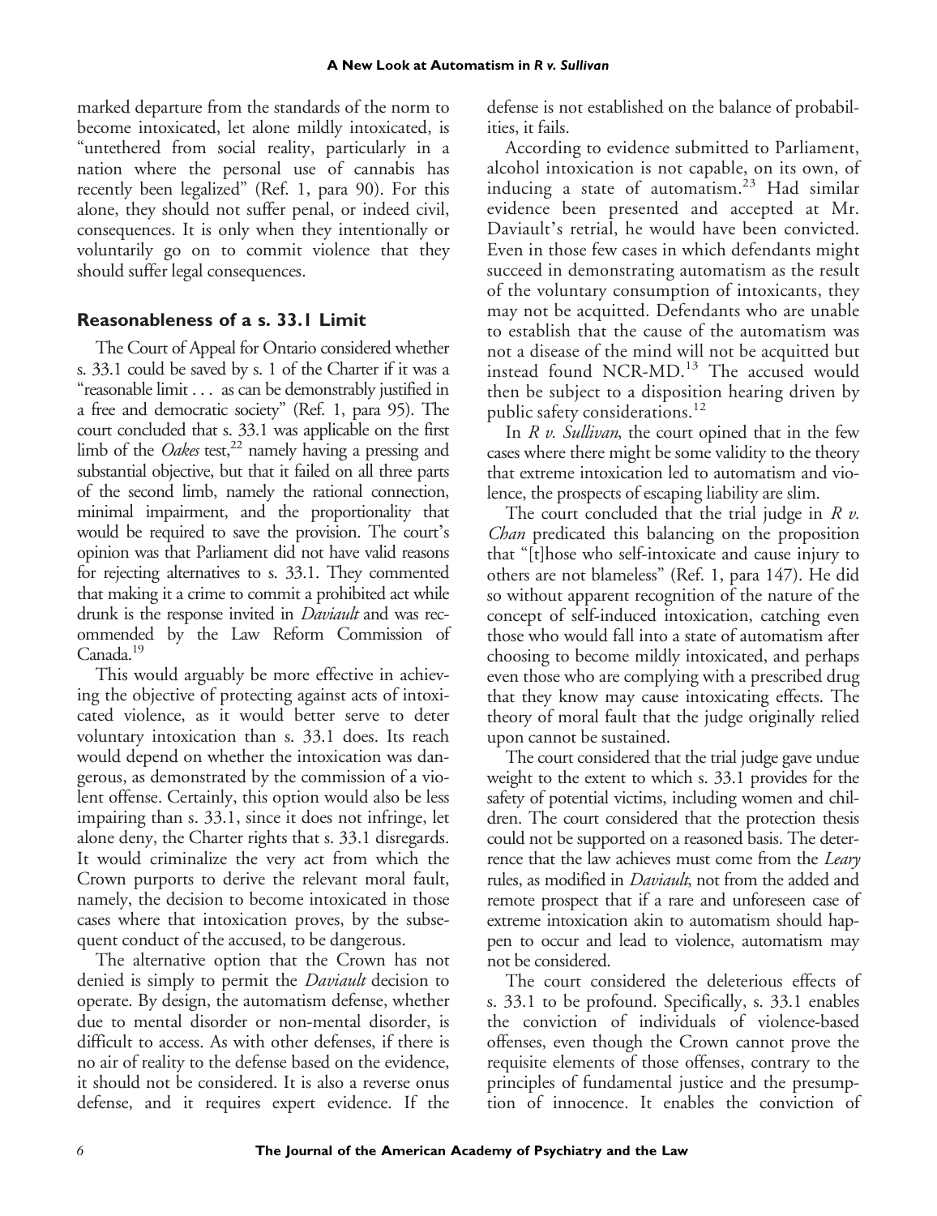marked departure from the standards of the norm to become intoxicated, let alone mildly intoxicated, is "untethered from social reality, particularly in a nation where the personal use of cannabis has recently been legalized" (Ref. 1, para 90). For this alone, they should not suffer penal, or indeed civil, consequences. It is only when they intentionally or voluntarily go on to commit violence that they should suffer legal consequences.

## Reasonableness of a s. 33.1 Limit

The Court of Appeal for Ontario considered whether s. 33.1 could be saved by s. 1 of the Charter if it was a "reasonable limit . . . as can be demonstrably justified in a free and democratic society" (Ref. 1, para 95). The court concluded that s. 33.1 was applicable on the first limb of the *Oakes* test,[22] namely having a pressing and substantial objective, but that it failed on all three parts of the second limb, namely the rational connection, minimal impairment, and the proportionality that would be required to save the provision. The court's opinion was that Parliament did not have valid reasons for rejecting alternatives to s. 33.1. They commented that making it a crime to commit a prohibited act while drunk is the response invited in *Daviault* and was recommended by the Law Reform Commission of Canada.[19]

This would arguably be more effective in achieving the objective of protecting against acts of intoxicated violence, as it would better serve to deter voluntary intoxication than s. 33.1 does. Its reach would depend on whether the intoxication was dangerous, as demonstrated by the commission of a violent offense. Certainly, this option would also be less impairing than s. 33.1, since it does not infringe, let alone deny, the Charter rights that s. 33.1 disregards. It would criminalize the very act from which the Crown purports to derive the relevant moral fault, namely, the decision to become intoxicated in those cases where that intoxication proves, by the subsequent conduct of the accused, to be dangerous.

The alternative option that the Crown has not denied is simply to permit the *Daviault* decision to operate. By design, the automatism defense, whether due to mental disorder or non-mental disorder, is difficult to access. As with other defenses, if there is no air of reality to the defense based on the evidence, it should not be considered. It is also a reverse onus defense, and it requires expert evidence. If the defense is not established on the balance of probabilities, it fails.

According to evidence submitted to Parliament, alcohol intoxication is not capable, on its own, of inducing a state of automatism.[23] Had similar evidence been presented and accepted at Mr. Daviault's retrial, he would have been convicted. Even in those few cases in which defendants might succeed in demonstrating automatism as the result of the voluntary consumption of intoxicants, they may not be acquitted. Defendants who are unable to establish that the cause of the automatism was not a disease of the mind will not be acquitted but instead found NCR-MD.[13] The accused would then be subject to a disposition hearing driven by public safety considerations.[12]

In *R v. Sullivan*, the court opined that in the few cases where there might be some validity to the theory that extreme intoxication led to automatism and violence, the prospects of escaping liability are slim.

The court concluded that the trial judge in *R v. Chan* predicated this balancing on the proposition that "[t]hose who self-intoxicate and cause injury to others are not blameless" (Ref. 1, para 147). He did so without apparent recognition of the nature of the concept of self-induced intoxication, catching even those who would fall into a state of automatism after choosing to become mildly intoxicated, and perhaps even those who are complying with a prescribed drug that they know may cause intoxicating effects. The theory of moral fault that the judge originally relied upon cannot be sustained.

The court considered that the trial judge gave undue weight to the extent to which s. 33.1 provides for the safety of potential victims, including women and children. The court considered that the protection thesis could not be supported on a reasoned basis. The deterrence that the law achieves must come from the *Leary* rules, as modified in *Daviault*, not from the added and remote prospect that if a rare and unforeseen case of extreme intoxication akin to automatism should happen to occur and lead to violence, automatism may not be considered.

The court considered the deleterious effects of s. 33.1 to be profound. Specifically, s. 33.1 enables the conviction of individuals of violence-based offenses, even though the Crown cannot prove the requisite elements of those offenses, contrary to the principles of fundamental justice and the presumption of innocence. It enables the conviction of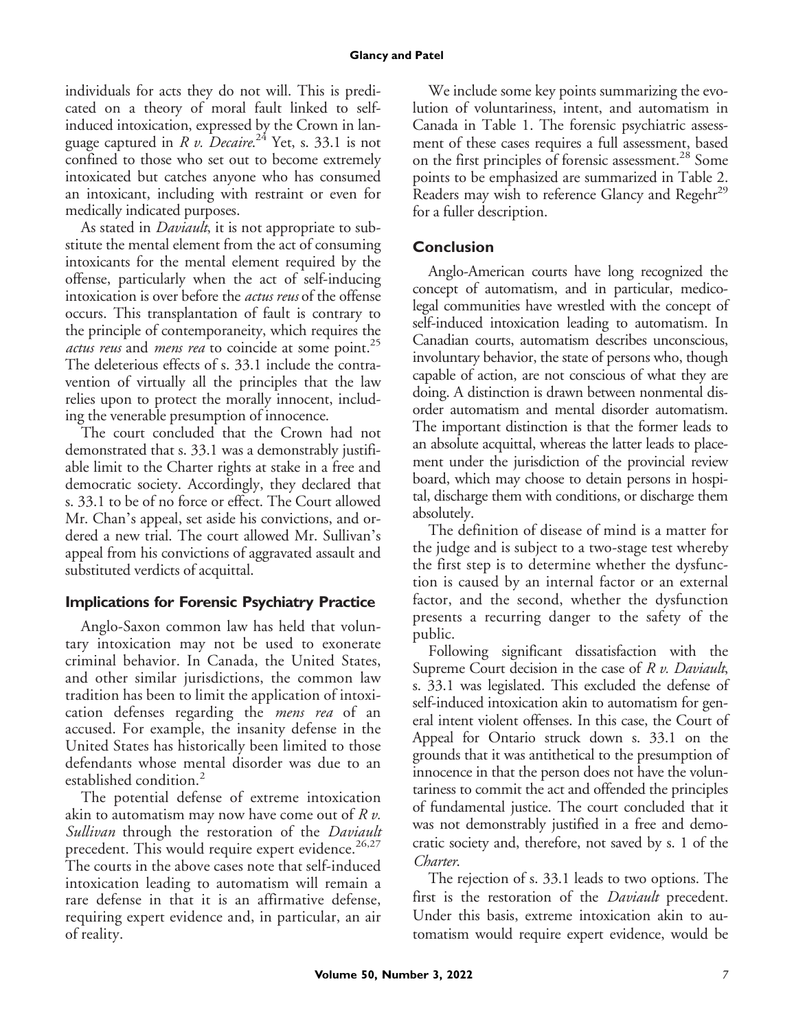individuals for acts they do not will. This is predicated on a theory of moral fault linked to self-induced intoxication, expressed by the Crown in language captured in *R v. Decaire*.[24] Yet, s. 33.1 is not confined to those who set out to become extremely intoxicated but catches anyone who has consumed an intoxicant, including with restraint or even for medically indicated purposes.

As stated in *Daviault*, it is not appropriate to substitute the mental element from the act of consuming intoxicants for the mental element required by the offense, particularly when the act of self-inducing intoxication is over before the *actus reus* of the offense occurs. This transplantation of fault is contrary to the principle of contemporaneity, which requires the *actus reus* and *mens rea* to coincide at some point.[25] The deleterious effects of s. 33.1 include the contravention of virtually all the principles that the law relies upon to protect the morally innocent, including the venerable presumption of innocence.

The court concluded that the Crown had not demonstrated that s. 33.1 was a demonstrably justifiable limit to the Charter rights at stake in a free and democratic society. Accordingly, they declared that s. 33.1 to be of no force or effect. The Court allowed Mr. Chan's appeal, set aside his convictions, and ordered a new trial. The court allowed Mr. Sullivan's appeal from his convictions of aggravated assault and substituted verdicts of acquittal.

## Implications for Forensic Psychiatry Practice

Anglo-Saxon common law has held that voluntary intoxication may not be used to exonerate criminal behavior. In Canada, the United States, and other similar jurisdictions, the common law tradition has been to limit the application of intoxication defenses regarding the *mens rea* of an accused. For example, the insanity defense in the United States has historically been limited to those defendants whose mental disorder was due to an established condition.[2]

The potential defense of extreme intoxication akin to automatism may now have come out of *R v. Sullivan* through the restoration of the *Daviault* precedent. This would require expert evidence.[26,27] The courts in the above cases note that self-induced intoxication leading to automatism will remain a rare defense in that it is an affirmative defense, requiring expert evidence and, in particular, an air of reality.

We include some key points summarizing the evolution of voluntariness, intent, and automatism in Canada in Table 1. The forensic psychiatric assessment of these cases requires a full assessment, based on the first principles of forensic assessment.[28] Some points to be emphasized are summarized in Table 2. Readers may wish to reference Glancy and Regehr[29] for a fuller description.

## Conclusion

Anglo-American courts have long recognized the concept of automatism, and in particular, medicolegal communities have wrestled with the concept of self-induced intoxication leading to automatism. In Canadian courts, automatism describes unconscious, involuntary behavior, the state of persons who, though capable of action, are not conscious of what they are doing. A distinction is drawn between nonmental disorder automatism and mental disorder automatism. The important distinction is that the former leads to an absolute acquittal, whereas the latter leads to placement under the jurisdiction of the provincial review board, which may choose to detain persons in hospital, discharge them with conditions, or discharge them absolutely.

The definition of disease of mind is a matter for the judge and is subject to a two-stage test whereby the first step is to determine whether the dysfunction is caused by an internal factor or an external factor, and the second, whether the dysfunction presents a recurring danger to the safety of the public.

Following significant dissatisfaction with the Supreme Court decision in the case of *R v. Daviault*, s. 33.1 was legislated. This excluded the defense of self-induced intoxication akin to automatism for general intent violent offenses. In this case, the Court of Appeal for Ontario struck down s. 33.1 on the grounds that it was antithetical to the presumption of innocence in that the person does not have the voluntariness to commit the act and offended the principles of fundamental justice. The court concluded that it was not demonstrably justified in a free and democratic society and, therefore, not saved by s. 1 of the *Charter*.

The rejection of s. 33.1 leads to two options. The first is the restoration of the *Daviault* precedent. Under this basis, extreme intoxication akin to automatism would require expert evidence, would be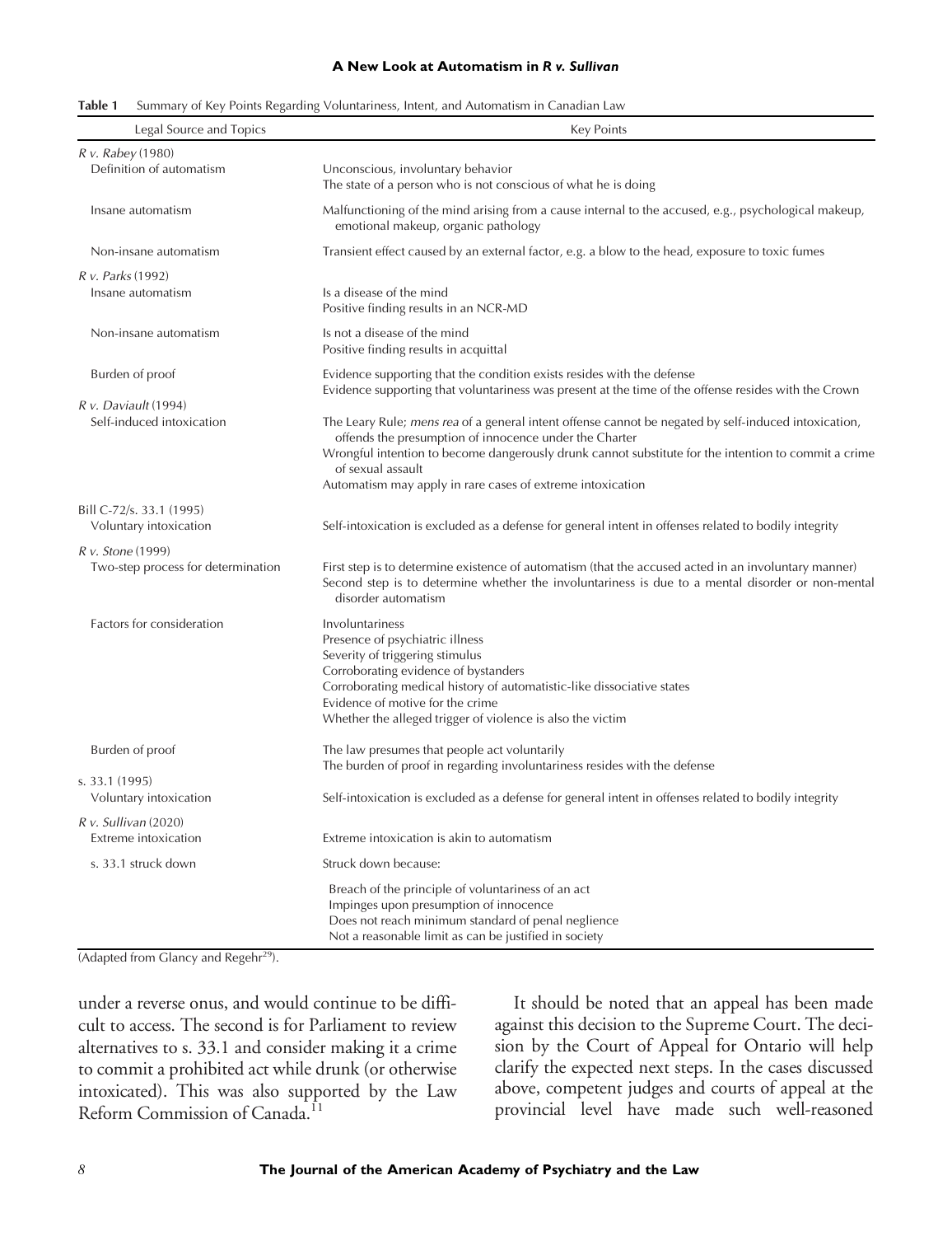**Table 1** Summary of Key Points Regarding Voluntariness, Intent, and Automatism in Canadian Law

| Legal Source and Topics | Key Points |
|---|---|
| *R v. Rabey* (1980) | |
| Definition of automatism | Unconscious, involuntary behavior<br>The state of a person who is not conscious of what he is doing |
| Insane automatism | Malfunctioning of the mind arising from a cause internal to the accused, e.g., psychological makeup, emotional makeup, organic pathology |
| Non-insane automatism | Transient effect caused by an external factor, e.g. a blow to the head, exposure to toxic fumes |
| *R v. Parks* (1992) | |
| Insane automatism | Is a disease of the mind<br>Positive finding results in an NCR-MD |
| Non-insane automatism | Is not a disease of the mind<br>Positive finding results in acquittal |
| Burden of proof | Evidence supporting that the condition exists resides with the defense<br>Evidence supporting that voluntariness was present at the time of the offense resides with the Crown |
| *R v. Daviault* (1994) | |
| Self-induced intoxication | The Leary Rule; *mens rea* of a general intent offense cannot be negated by self-induced intoxication, offends the presumption of innocence under the Charter<br>Wrongful intention to become dangerously drunk cannot substitute for the intention to commit a crime of sexual assault<br>Automatism may apply in rare cases of extreme intoxication |
| Bill C-72/s. 33.1 (1995) | |
| Voluntary intoxication | Self-intoxication is excluded as a defense for general intent in offenses related to bodily integrity |
| *R v. Stone* (1999) | |
| Two-step process for determination | First step is to determine existence of automatism (that the accused acted in an involuntary manner)<br>Second step is to determine whether the involuntariness is due to a mental disorder or non-mental disorder automatism |
| Factors for consideration | Involuntariness<br>Presence of psychiatric illness<br>Severity of triggering stimulus<br>Corroborating evidence of bystanders<br>Corroborating medical history of automatistic-like dissociative states<br>Evidence of motive for the crime<br>Whether the alleged trigger of violence is also the victim |
| Burden of proof | The law presumes that people act voluntarily<br>The burden of proof in regarding involuntariness resides with the defense |
| s. 33.1 (1995) | |
| Voluntary intoxication | Self-intoxication is excluded as a defense for general intent in offenses related to bodily integrity |
| *R v. Sullivan* (2020) | |
| Extreme intoxication | Extreme intoxication is akin to automatism |
| s. 33.1 struck down | Struck down because:<br>Breach of the principle of voluntariness of an act<br>Impinges upon presumption of innocence<br>Does not reach minimum standard of penal neglience<br>Not a reasonable limit as can be justified in society |

(Adapted from Glancy and Regehr[29]).

under a reverse onus, and would continue to be difficult to access. The second is for Parliament to review alternatives to s. 33.1 and consider making it a crime to commit a prohibited act while drunk (or otherwise intoxicated). This was also supported by the Law Reform Commission of Canada.[11]

It should be noted that an appeal has been made against this decision to the Supreme Court. The decision by the Court of Appeal for Ontario will help clarify the expected next steps. In the cases discussed above, competent judges and courts of appeal at the provincial level have made such well-reasoned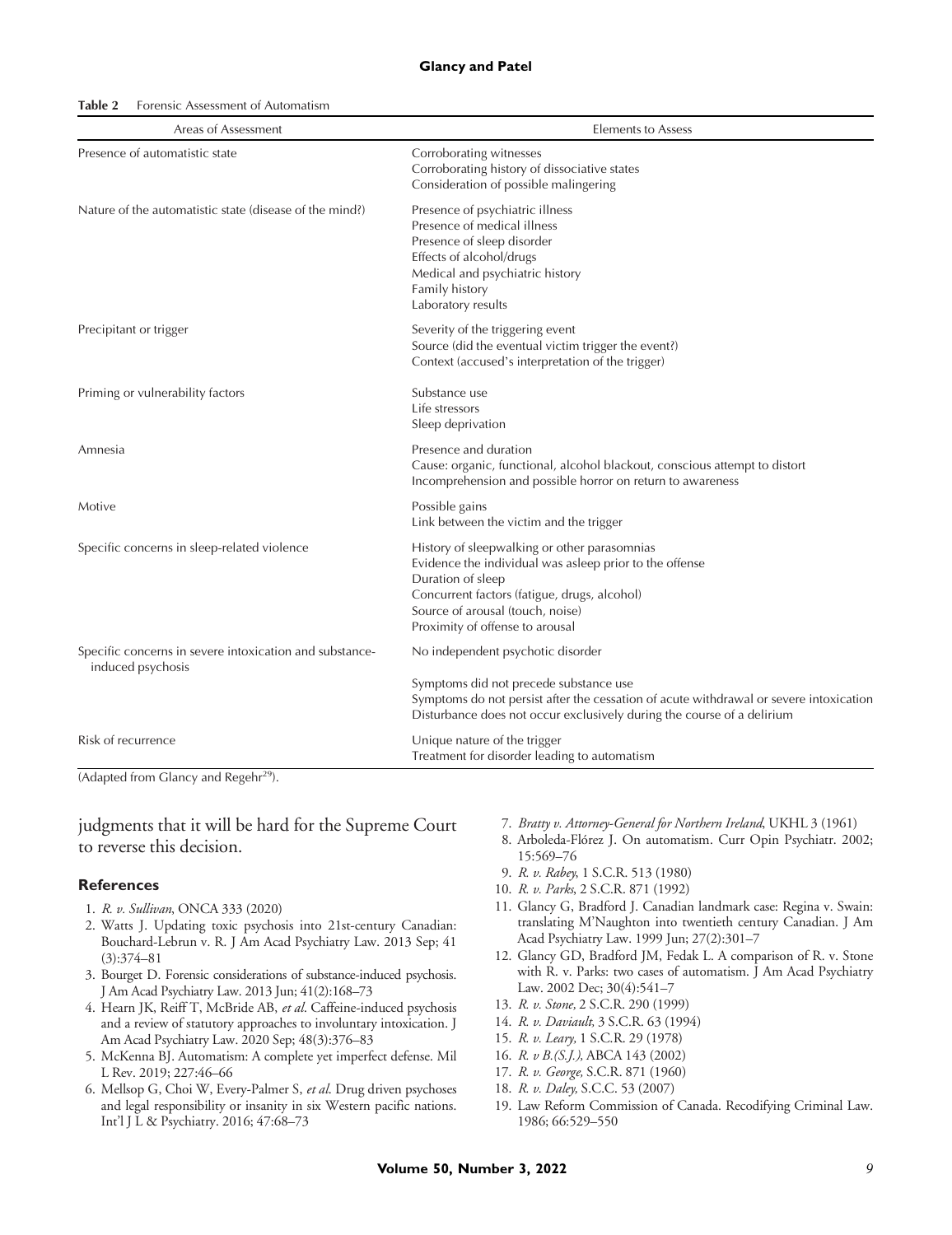**Table 2** Forensic Assessment of Automatism

| Areas of Assessment | Elements to Assess |
| --- | --- |
| Presence of automatistic state | Corroborating witnesses<br>Corroborating history of dissociative states<br>Consideration of possible malingering |
| Nature of the automatistic state (disease of the mind?) | Presence of psychiatric illness<br>Presence of medical illness<br>Presence of sleep disorder<br>Effects of alcohol/drugs<br>Medical and psychiatric history<br>Family history<br>Laboratory results |
| Precipitant or trigger | Severity of the triggering event<br>Source (did the eventual victim trigger the event?)<br>Context (accused's interpretation of the trigger) |
| Priming or vulnerability factors | Substance use<br>Life stressors<br>Sleep deprivation |
| Amnesia | Presence and duration<br>Cause: organic, functional, alcohol blackout, conscious attempt to distort<br>Incomprehension and possible horror on return to awareness |
| Motive | Possible gains<br>Link between the victim and the trigger |
| Specific concerns in sleep-related violence | History of sleepwalking or other parasomnias<br>Evidence the individual was asleep prior to the offense<br>Duration of sleep<br>Concurrent factors (fatigue, drugs, alcohol)<br>Source of arousal (touch, noise)<br>Proximity of offense to arousal |
| Specific concerns in severe intoxication and substance-induced psychosis | No independent psychotic disorder<br>Symptoms did not precede substance use<br>Symptoms do not persist after the cessation of acute withdrawal or severe intoxication<br>Disturbance does not occur exclusively during the course of a delirium |
| Risk of recurrence | Unique nature of the trigger<br>Treatment for disorder leading to automatism |

(Adapted from Glancy and Regehr[29]).

judgments that it will be hard for the Supreme Court to reverse this decision.

## References

1. *R. v. Sullivan*, ONCA 333 (2020)
2. Watts J. Updating toxic psychosis into 21st-century Canadian: Bouchard-Lebrun v. R. J Am Acad Psychiatry Law. 2013 Sep; 41 (3):374–81
3. Bourget D. Forensic considerations of substance-induced psychosis. J Am Acad Psychiatry Law. 2013 Jun; 41(2):168–73
4. Hearn JK, Reiff T, McBride AB, *et al*. Caffeine-induced psychosis and a review of statutory approaches to involuntary intoxication. J Am Acad Psychiatry Law. 2020 Sep; 48(3):376–83
5. McKenna BJ. Automatism: A complete yet imperfect defense. Mil L Rev. 2019; 227:46–66
6. Mellsop G, Choi W, Every-Palmer S, *et al*. Drug driven psychoses and legal responsibility or insanity in six Western pacific nations. Int'l J L & Psychiatry. 2016; 47:68–73
7. *Bratty v. Attorney-General for Northern Ireland*, UKHL 3 (1961)
8. Arboleda-Flórez J. On automatism. Curr Opin Psychiatr. 2002; 15:569–76
9. *R. v. Rabey*, 1 S.C.R. 513 (1980)
10. *R. v. Parks*, 2 S.C.R. 871 (1992)
11. Glancy G, Bradford J. Canadian landmark case: Regina v. Swain: translating M'Naughton into twentieth century Canadian. J Am Acad Psychiatry Law. 1999 Jun; 27(2):301–7
12. Glancy GD, Bradford JM, Fedak L. A comparison of R. v. Stone with R. v. Parks: two cases of automatism. J Am Acad Psychiatry Law. 2002 Dec; 30(4):541–7
13. *R. v. Stone*, 2 S.C.R. 290 (1999)
14. *R. v. Daviault*, 3 S.C.R. 63 (1994)
15. *R. v. Leary*, 1 S.C.R. 29 (1978)
16. *R. v B.(S.J.)*, ABCA 143 (2002)
17. *R. v. George*, S.C.R. 871 (1960)
18. *R. v. Daley*, S.C.C. 53 (2007)
19. Law Reform Commission of Canada. Recodifying Criminal Law. 1986; 66:529–550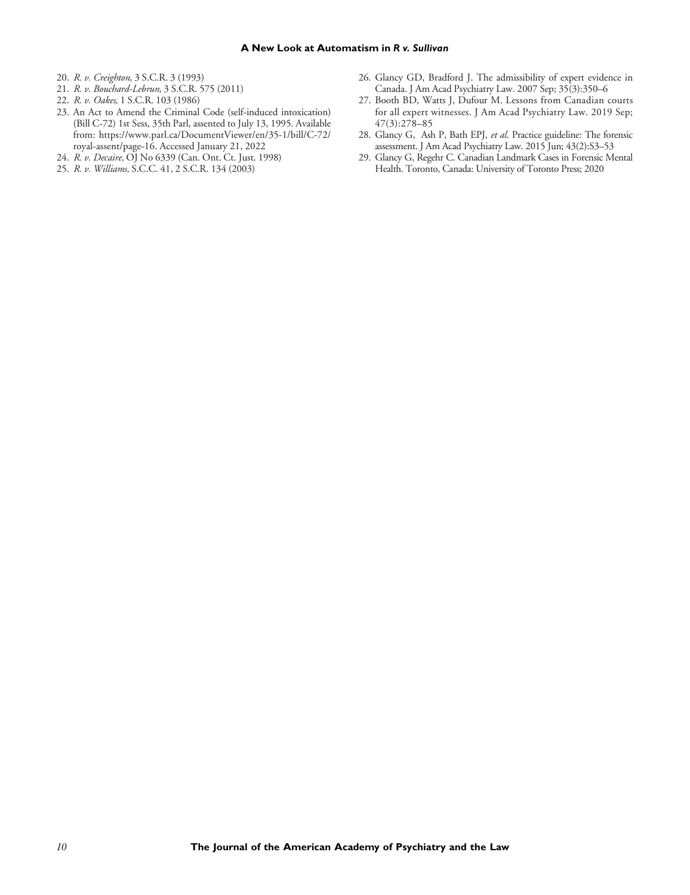20. *R. v. Creighton,* 3 S.C.R. 3 (1993)
21. *R. v. Bouchard-Lebrun,* 3 S.C.R. 575 (2011)
22. *R. v. Oakes,* 1 S.C.R. 103 (1986)
23. An Act to Amend the Criminal Code (self-induced intoxication) (Bill C-72) 1st Sess, 35th Parl, assented to July 13, 1995. Available from: https://www.parl.ca/DocumentViewer/en/35-1/bill/C-72/royal-assent/page-16. Accessed January 21, 2022
24. *R. v. Decaire,* OJ No 6339 (Can. Ont. Ct. Just. 1998)
25. *R. v. Williams,* S.C.C. 41, 2 S.C.R. 134 (2003)
26. Glancy GD, Bradford J. The admissibility of expert evidence in Canada. J Am Acad Psychiatry Law. 2007 Sep; 35(3):350–6
27. Booth BD, Watts J, Dufour M. Lessons from Canadian courts for all expert witnesses. J Am Acad Psychiatry Law. 2019 Sep; 47(3):278–85
28. Glancy G, Ash P, Bath EPJ, *et al*. Practice guideline: The forensic assessment. J Am Acad Psychiatry Law. 2015 Jun; 43(2):S3–53
29. Glancy G, Regehr C. Canadian Landmark Cases in Forensic Mental Health. Toronto, Canada: University of Toronto Press; 2020